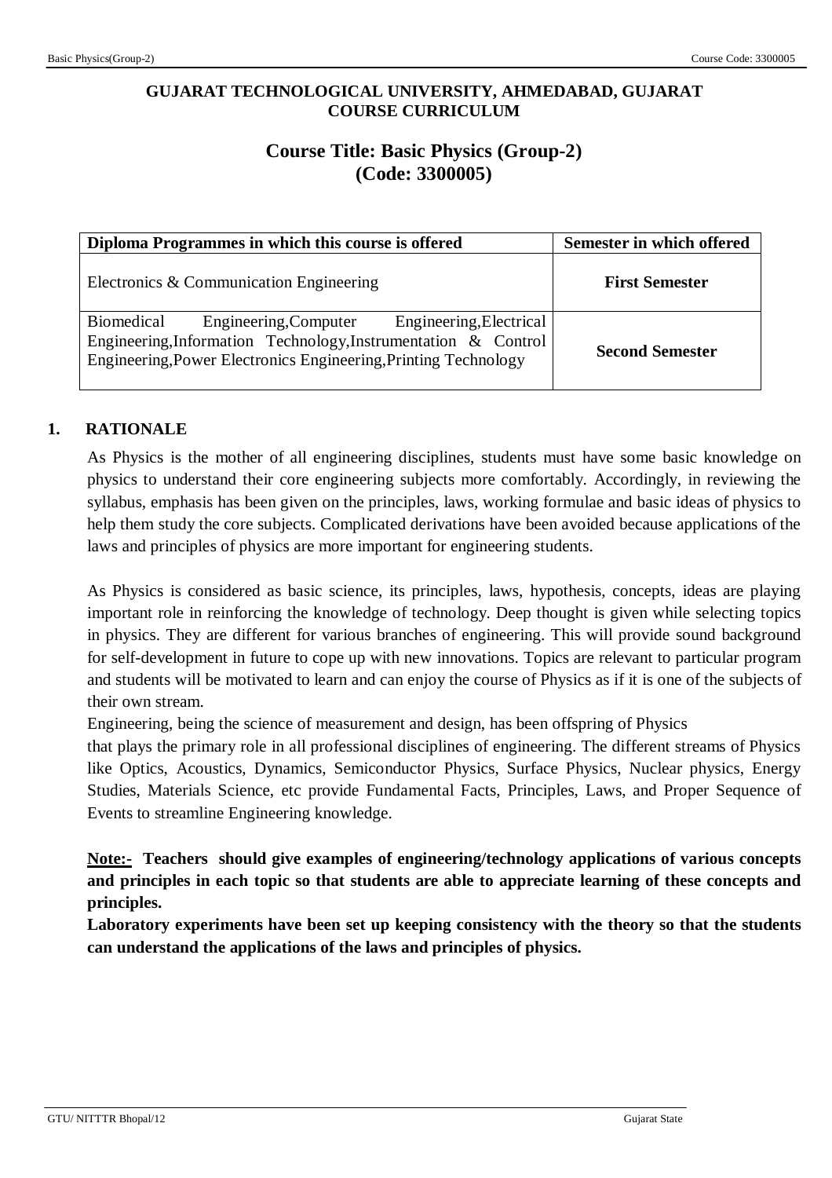**GUJARAT TECHNOLOGICAL UNIVERSITY, AHMEDABAD, GUJARAT**
**COURSE CURRICULUM**

# Course Title: Basic Physics (Group-2)
# (Code: 3300005)

| Diploma Programmes in which this course is offered | Semester in which offered |
|---|---|
| Electronics & Communication Engineering | **First Semester** |
| Biomedical Engineering,Computer Engineering,Electrical Engineering,Information Technology,Instrumentation & Control Engineering,Power Electronics Engineering,Printing Technology | **Second Semester** |

## 1. RATIONALE

As Physics is the mother of all engineering disciplines, students must have some basic knowledge on physics to understand their core engineering subjects more comfortably. Accordingly, in reviewing the syllabus, emphasis has been given on the principles, laws, working formulae and basic ideas of physics to help them study the core subjects. Complicated derivations have been avoided because applications of the laws and principles of physics are more important for engineering students.

As Physics is considered as basic science, its principles, laws, hypothesis, concepts, ideas are playing important role in reinforcing the knowledge of technology. Deep thought is given while selecting topics in physics. They are different for various branches of engineering. This will provide sound background for self-development in future to cope up with new innovations. Topics are relevant to particular program and students will be motivated to learn and can enjoy the course of Physics as if it is one of the subjects of their own stream.

Engineering, being the science of measurement and design, has been offspring of Physics that plays the primary role in all professional disciplines of engineering. The different streams of Physics like Optics, Acoustics, Dynamics, Semiconductor Physics, Surface Physics, Nuclear physics, Energy Studies, Materials Science, etc provide Fundamental Facts, Principles, Laws, and Proper Sequence of Events to streamline Engineering knowledge.

**<u>Note:-</u> Teachers should give examples of engineering/technology applications of various concepts and principles in each topic so that students are able to appreciate learning of these concepts and principles.**

**Laboratory experiments have been set up keeping consistency with the theory so that the students can understand the applications of the laws and principles of physics.**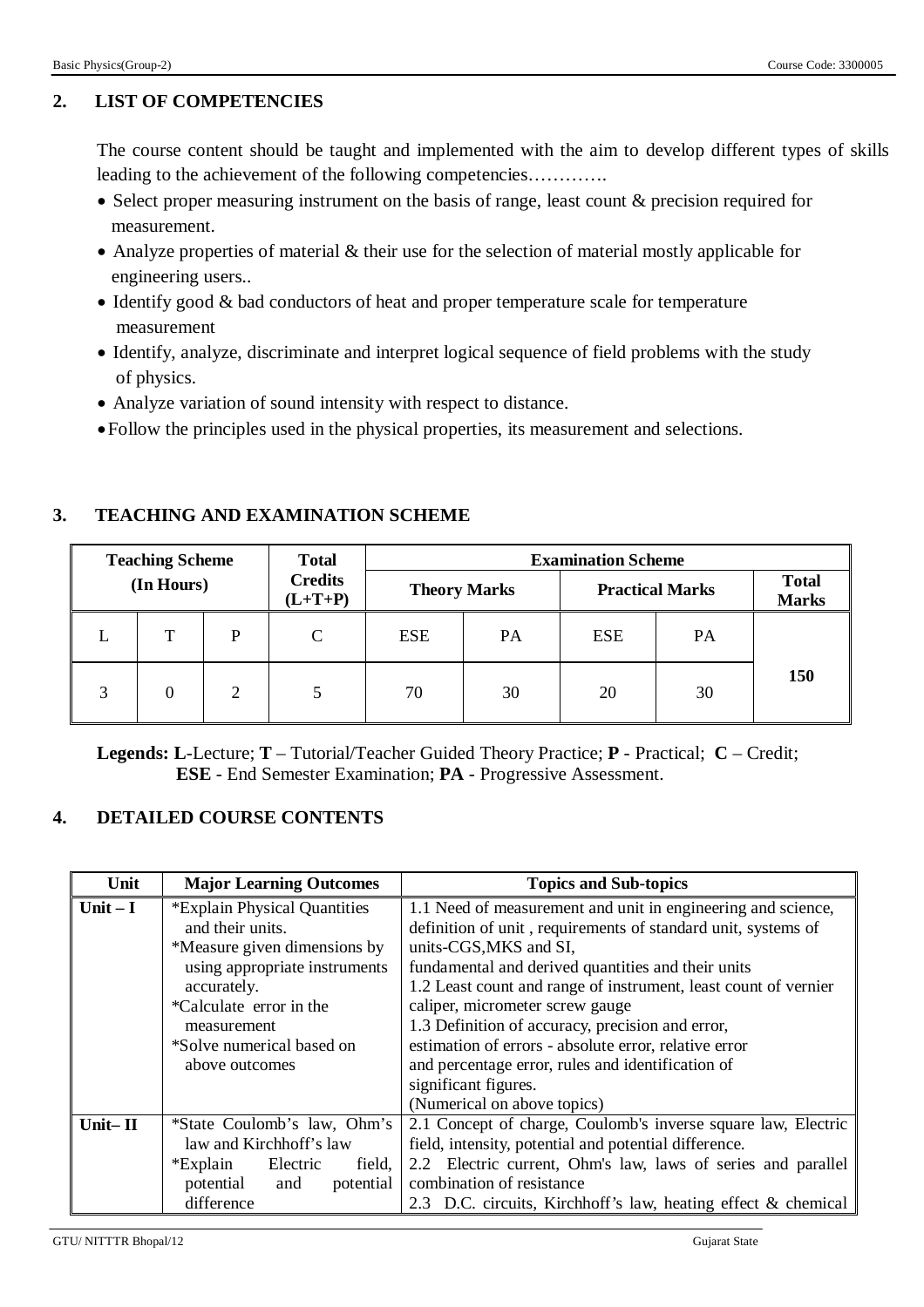## 2. LIST OF COMPETENCIES

The course content should be taught and implemented with the aim to develop different types of skills leading to the achievement of the following competencies………….

- Select proper measuring instrument on the basis of range, least count & precision required for measurement.
- Analyze properties of material & their use for the selection of material mostly applicable for engineering users..
- Identify good & bad conductors of heat and proper temperature scale for temperature measurement
- Identify, analyze, discriminate and interpret logical sequence of field problems with the study of physics.
- Analyze variation of sound intensity with respect to distance.
- Follow the principles used in the physical properties, its measurement and selections.

## 3. TEACHING AND EXAMINATION SCHEME

| Teaching Scheme (In Hours) | | | Total Credits (L+T+P) | Examination Scheme | | | | |
|---|---|---|---|---|---|---|---|---|
| | | | | Theory Marks | | Practical Marks | | Total Marks |
| L | T | P | C | ESE | PA | ESE | PA | |
| 3 | 0 | 2 | 5 | 70 | 30 | 20 | 30 | 150 |

**Legends: L**-Lecture; **T** – Tutorial/Teacher Guided Theory Practice; **P** - Practical; **C** – Credit; **ESE** - End Semester Examination; **PA** - Progressive Assessment.

## 4. DETAILED COURSE CONTENTS

| Unit | Major Learning Outcomes | Topics and Sub-topics |
|---|---|---|
| **Unit – I** | *Explain Physical Quantities and their units.<br>*Measure given dimensions by using appropriate instruments accurately.<br>*Calculate error in the measurement<br>*Solve numerical based on above outcomes | 1.1 Need of measurement and unit in engineering and science, definition of unit , requirements of standard unit, systems of units-CGS,MKS and SI, fundamental and derived quantities and their units<br>1.2 Least count and range of instrument, least count of vernier caliper, micrometer screw gauge<br>1.3 Definition of accuracy, precision and error, estimation of errors - absolute error, relative error and percentage error, rules and identification of significant figures.<br>(Numerical on above topics) |
| **Unit– II** | *State Coulomb's law, Ohm's law and Kirchhoff's law<br>*Explain Electric field, potential and potential difference | 2.1 Concept of charge, Coulomb's inverse square law, Electric field, intensity, potential and potential difference.<br>2.2 Electric current, Ohm's law, laws of series and parallel combination of resistance<br>2.3 D.C. circuits, Kirchhoff's law, heating effect & chemical |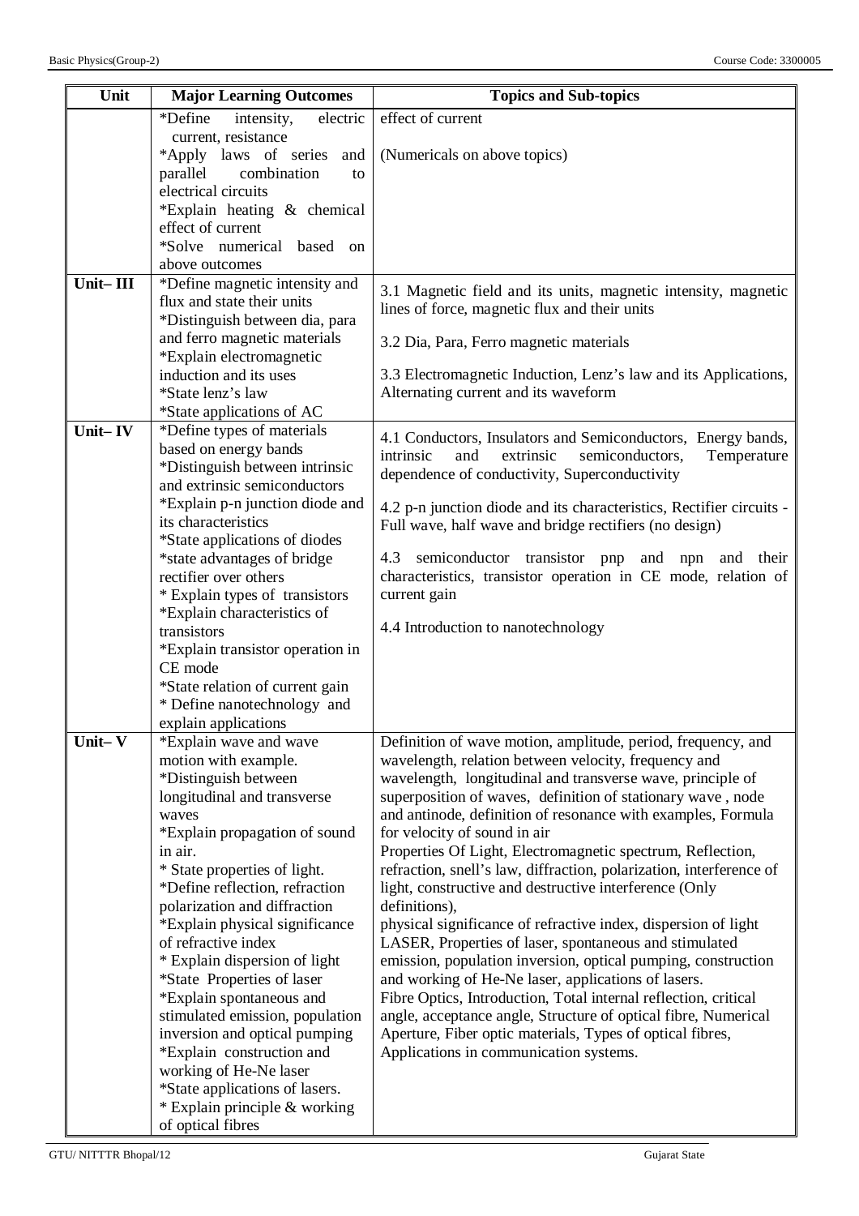| Unit | Major Learning Outcomes | Topics and Sub-topics |
|---|---|---|
| | *Define intensity, electric current, resistance<br>*Apply laws of series and parallel combination to electrical circuits<br>*Explain heating & chemical effect of current<br>*Solve numerical based on above outcomes | effect of current<br><br>(Numericals on above topics) |
| Unit– III | *Define magnetic intensity and flux and state their units<br>*Distinguish between dia, para and ferro magnetic materials<br>*Explain electromagnetic induction and its uses<br>*State lenz's law<br>*State applications of AC | 3.1 Magnetic field and its units, magnetic intensity, magnetic lines of force, magnetic flux and their units<br><br>3.2 Dia, Para, Ferro magnetic materials<br><br>3.3 Electromagnetic Induction, Lenz's law and its Applications, Alternating current and its waveform |
| Unit– IV | *Define types of materials based on energy bands<br>*Distinguish between intrinsic and extrinsic semiconductors<br>*Explain p-n junction diode and its characteristics<br>*State applications of diodes<br>*state advantages of bridge rectifier over others<br>* Explain types of transistors<br>*Explain characteristics of transistors<br>*Explain transistor operation in CE mode<br>*State relation of current gain<br>* Define nanotechnology and explain applications | 4.1 Conductors, Insulators and Semiconductors, Energy bands, intrinsic and extrinsic semiconductors, Temperature dependence of conductivity, Superconductivity<br><br>4.2 p-n junction diode and its characteristics, Rectifier circuits - Full wave, half wave and bridge rectifiers (no design)<br><br>4.3 semiconductor transistor pnp and npn and their characteristics, transistor operation in CE mode, relation of current gain<br><br>4.4 Introduction to nanotechnology |
| Unit– V | *Explain wave and wave motion with example.<br>*Distinguish between longitudinal and transverse waves<br>*Explain propagation of sound in air.<br>* State properties of light.<br>*Define reflection, refraction polarization and diffraction<br>*Explain physical significance of refractive index<br>* Explain dispersion of light<br>*State Properties of laser<br>*Explain spontaneous and stimulated emission, population inversion and optical pumping<br>*Explain construction and working of He-Ne laser<br>*State applications of lasers.<br>* Explain principle & working of optical fibres | Definition of wave motion, amplitude, period, frequency, and wavelength, relation between velocity, frequency and wavelength, longitudinal and transverse wave, principle of superposition of waves, definition of stationary wave , node and antinode, definition of resonance with examples, Formula for velocity of sound in air<br>Properties Of Light, Electromagnetic spectrum, Reflection, refraction, snell's law, diffraction, polarization, interference of light, constructive and destructive interference (Only definitions),<br>physical significance of refractive index, dispersion of light<br>LASER, Properties of laser, spontaneous and stimulated emission, population inversion, optical pumping, construction and working of He-Ne laser, applications of lasers.<br>Fibre Optics, Introduction, Total internal reflection, critical angle, acceptance angle, Structure of optical fibre, Numerical Aperture, Fiber optic materials, Types of optical fibres, Applications in communication systems. |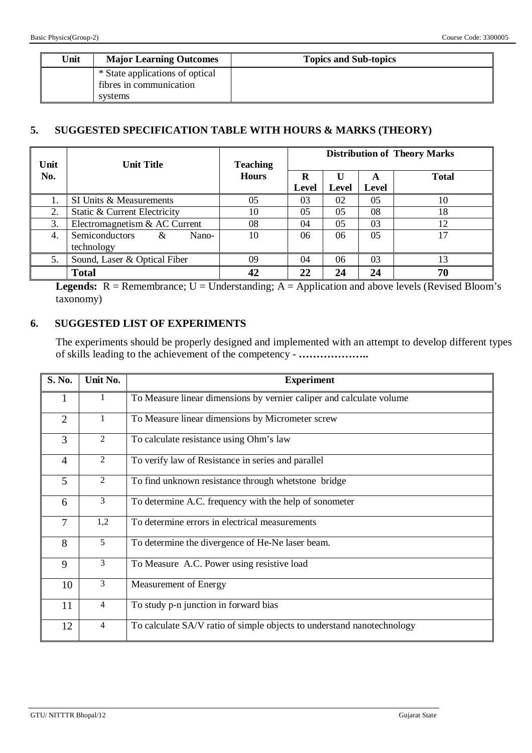| Unit | Major Learning Outcomes | Topics and Sub-topics |
|---|---|---|
| | * State applications of optical fibres in communication systems | |

## 5. SUGGESTED SPECIFICATION TABLE WITH HOURS & MARKS (THEORY)

| Unit No. | Unit Title | Teaching Hours | Distribution of Theory Marks | | | |
|---|---|---|---|---|---|---|
| | | | R Level | U Level | A Level | Total |
| 1. | SI Units & Measurements | 05 | 03 | 02 | 05 | 10 |
| 2. | Static & Current Electricity | 10 | 05 | 05 | 08 | 18 |
| 3. | Electromagnetism & AC Current | 08 | 04 | 05 | 03 | 12 |
| 4. | Semiconductors & Nano-technology | 10 | 06 | 06 | 05 | 17 |
| 5. | Sound, Laser & Optical Fiber | 09 | 04 | 06 | 03 | 13 |
| | **Total** | **42** | **22** | **24** | **24** | **70** |

**Legends:** R = Remembrance; U = Understanding; A = Application and above levels (Revised Bloom's taxonomy)

## 6. SUGGESTED LIST OF EXPERIMENTS

The experiments should be properly designed and implemented with an attempt to develop different types of skills leading to the achievement of the competency - **………………..**

| S. No. | Unit No. | Experiment |
|---|---|---|
| 1 | 1 | To Measure linear dimensions by vernier caliper and calculate volume |
| 2 | 1 | To Measure linear dimensions by Micrometer screw |
| 3 | 2 | To calculate resistance using Ohm's law |
| 4 | 2 | To verify law of Resistance in series and parallel |
| 5 | 2 | To find unknown resistance through whetstone bridge |
| 6 | 3 | To determine A.C. frequency with the help of sonometer |
| 7 | 1,2 | To determine errors in electrical measurements |
| 8 | 5 | To determine the divergence of He-Ne laser beam. |
| 9 | 3 | To Measure A.C. Power using resistive load |
| 10 | 3 | Measurement of Energy |
| 11 | 4 | To study p-n junction in forward bias |
| 12 | 4 | To calculate SA/V ratio of simple objects to understand nanotechnology |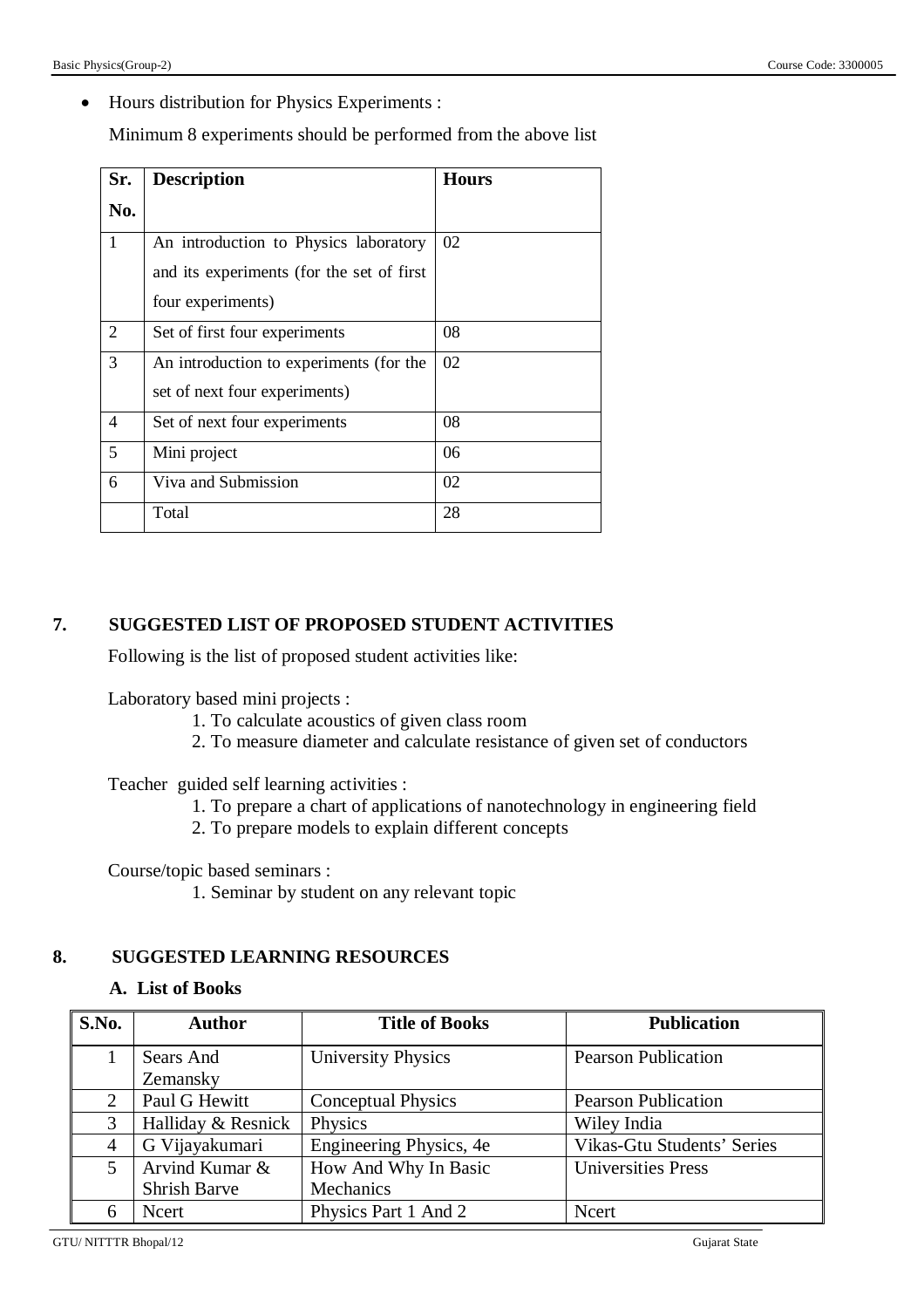- Hours distribution for Physics Experiments :

  Minimum 8 experiments should be performed from the above list

| Sr. No. | Description | Hours |
|---|---|---|
| 1 | An introduction to Physics laboratory and its experiments (for the set of first four experiments) | 02 |
| 2 | Set of first four experiments | 08 |
| 3 | An introduction to experiments (for the set of next four experiments) | 02 |
| 4 | Set of next four experiments | 08 |
| 5 | Mini project | 06 |
| 6 | Viva and Submission | 02 |
| | Total | 28 |

## 7. SUGGESTED LIST OF PROPOSED STUDENT ACTIVITIES

Following is the list of proposed student activities like:

Laboratory based mini projects :

1. To calculate acoustics of given class room
2. To measure diameter and calculate resistance of given set of conductors

Teacher guided self learning activities :

1. To prepare a chart of applications of nanotechnology in engineering field
2. To prepare models to explain different concepts

Course/topic based seminars :

1. Seminar by student on any relevant topic

## 8. SUGGESTED LEARNING RESOURCES

### A. List of Books

| S.No. | Author | Title of Books | Publication |
|---|---|---|---|
| 1 | Sears And Zemansky | University Physics | Pearson Publication |
| 2 | Paul G Hewitt | Conceptual Physics | Pearson Publication |
| 3 | Halliday & Resnick | Physics | Wiley India |
| 4 | G Vijayakumari | Engineering Physics, 4e | Vikas-Gtu Students' Series |
| 5 | Arvind Kumar & Shrish Barve | How And Why In Basic Mechanics | Universities Press |
| 6 | Ncert | Physics Part 1 And 2 | Ncert |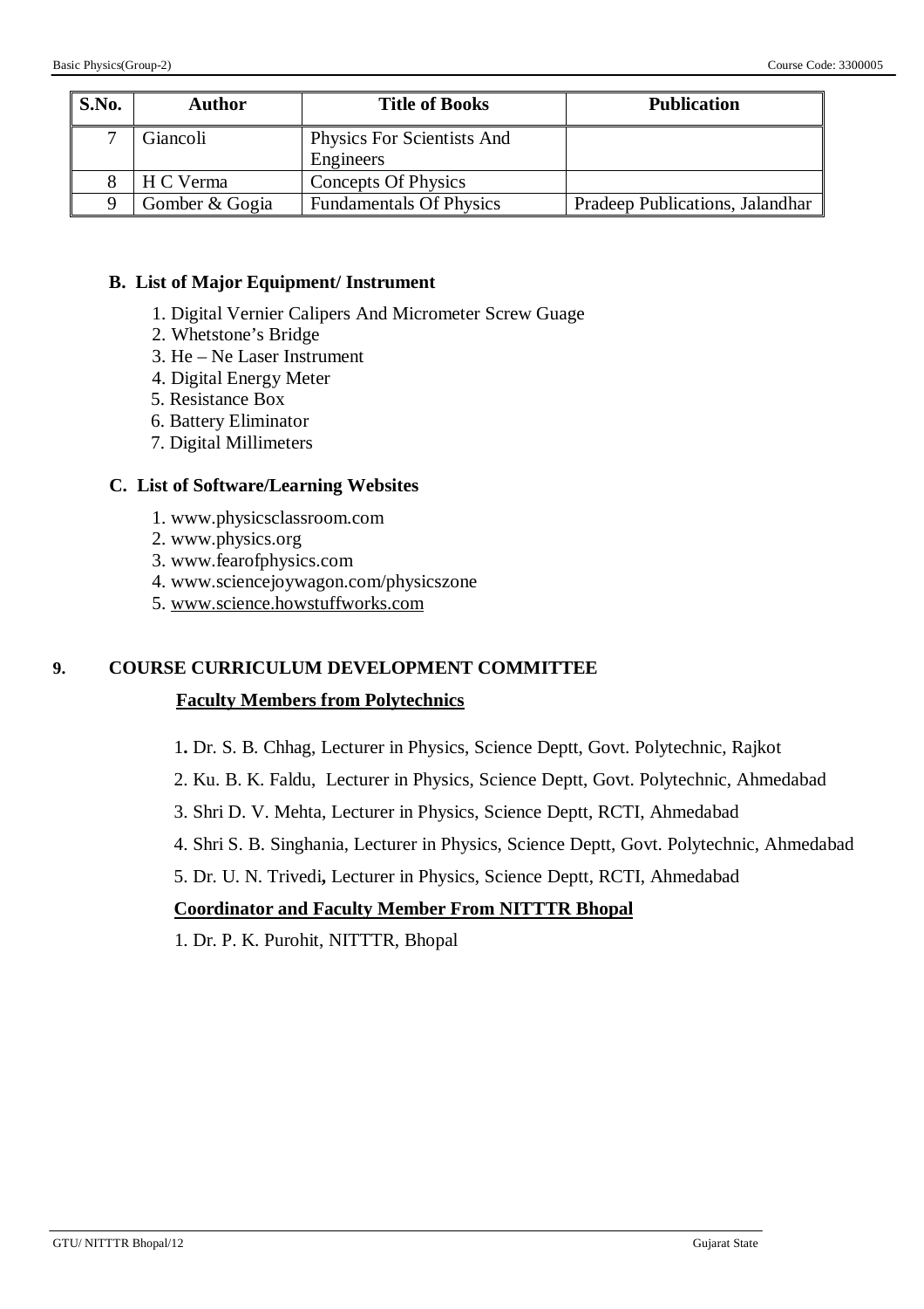| S.No. | Author | Title of Books | Publication |
|---|---|---|---|
| 7 | Giancoli | Physics For Scientists And Engineers | |
| 8 | H C Verma | Concepts Of Physics | |
| 9 | Gomber & Gogia | Fundamentals Of Physics | Pradeep Publications, Jalandhar |

### B. List of Major Equipment/ Instrument

1. Digital Vernier Calipers And Micrometer Screw Guage
2. Whetstone's Bridge
3. He – Ne Laser Instrument
4. Digital Energy Meter
5. Resistance Box
6. Battery Eliminator
7. Digital Millimeters

### C. List of Software/Learning Websites

1. www.physicsclassroom.com
2. www.physics.org
3. www.fearofphysics.com
4. www.sciencejoywagon.com/physicszone
5. www.science.howstuffworks.com

## 9. COURSE CURRICULUM DEVELOPMENT COMMITTEE

**Faculty Members from Polytechnics**

1. Dr. S. B. Chhag, Lecturer in Physics, Science Deptt, Govt. Polytechnic, Rajkot
2. Ku. B. K. Faldu, Lecturer in Physics, Science Deptt, Govt. Polytechnic, Ahmedabad
3. Shri D. V. Mehta, Lecturer in Physics, Science Deptt, RCTI, Ahmedabad
4. Shri S. B. Singhania, Lecturer in Physics, Science Deptt, Govt. Polytechnic, Ahmedabad
5. Dr. U. N. Trivedi, Lecturer in Physics, Science Deptt, RCTI, Ahmedabad

**Coordinator and Faculty Member From NITTTR Bhopal**

1. Dr. P. K. Purohit, NITTTR, Bhopal